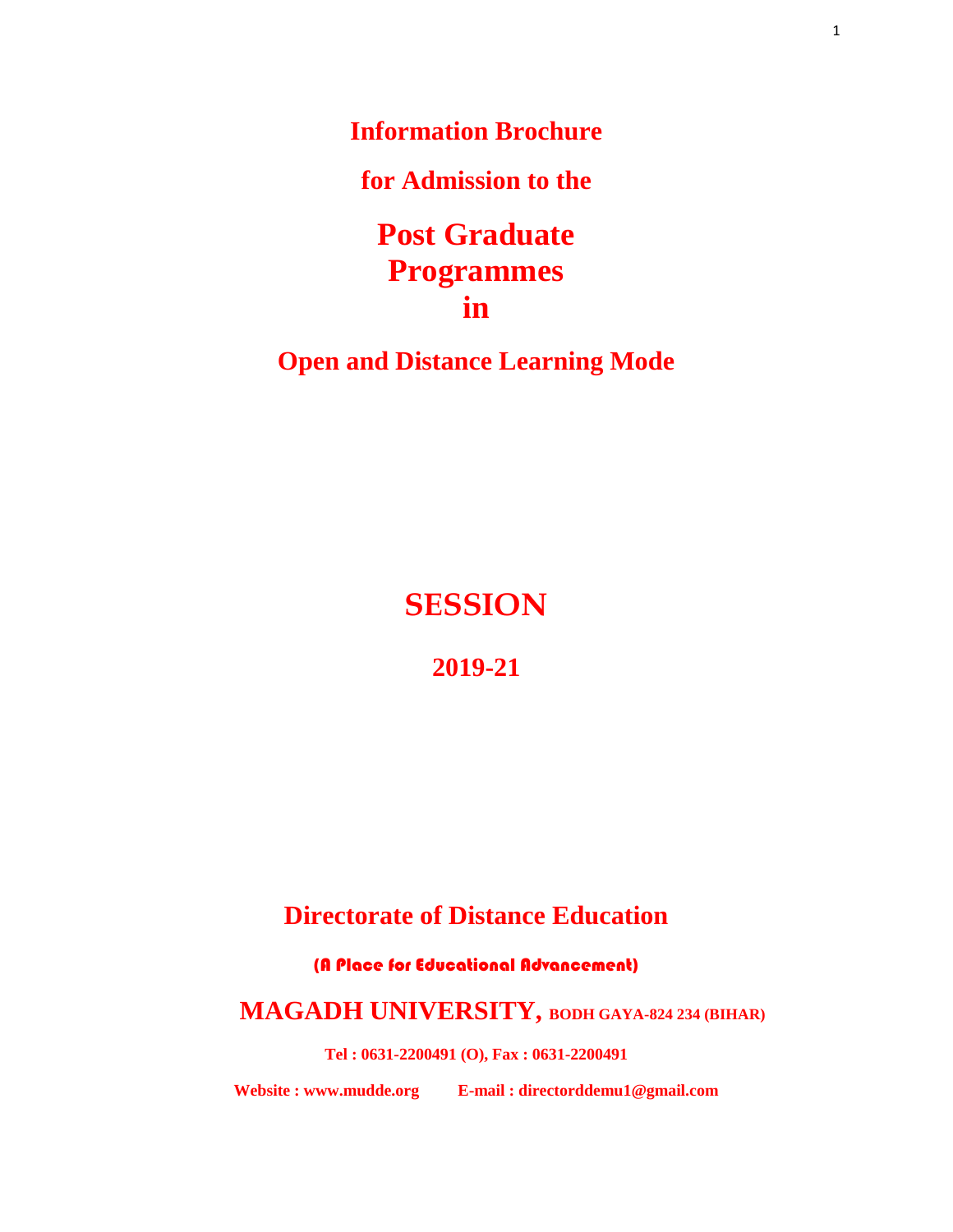# Information Brochure

## for Admission to the

# Post Graduate Programmes in

## Open and Distance Learning Mode

# SESSION

## 2019-21

## Directorate of Distance Education

**(A Place for Educational Advancement)**

## MAGADH UNIVERSITY, BODH GAYA-824 234 (BIHAR)

**Tel : 0631-2200491 (O), Fax : 0631-2200491**

**Website : www.mudde.org E-mail : directorddemu1@gmail.com**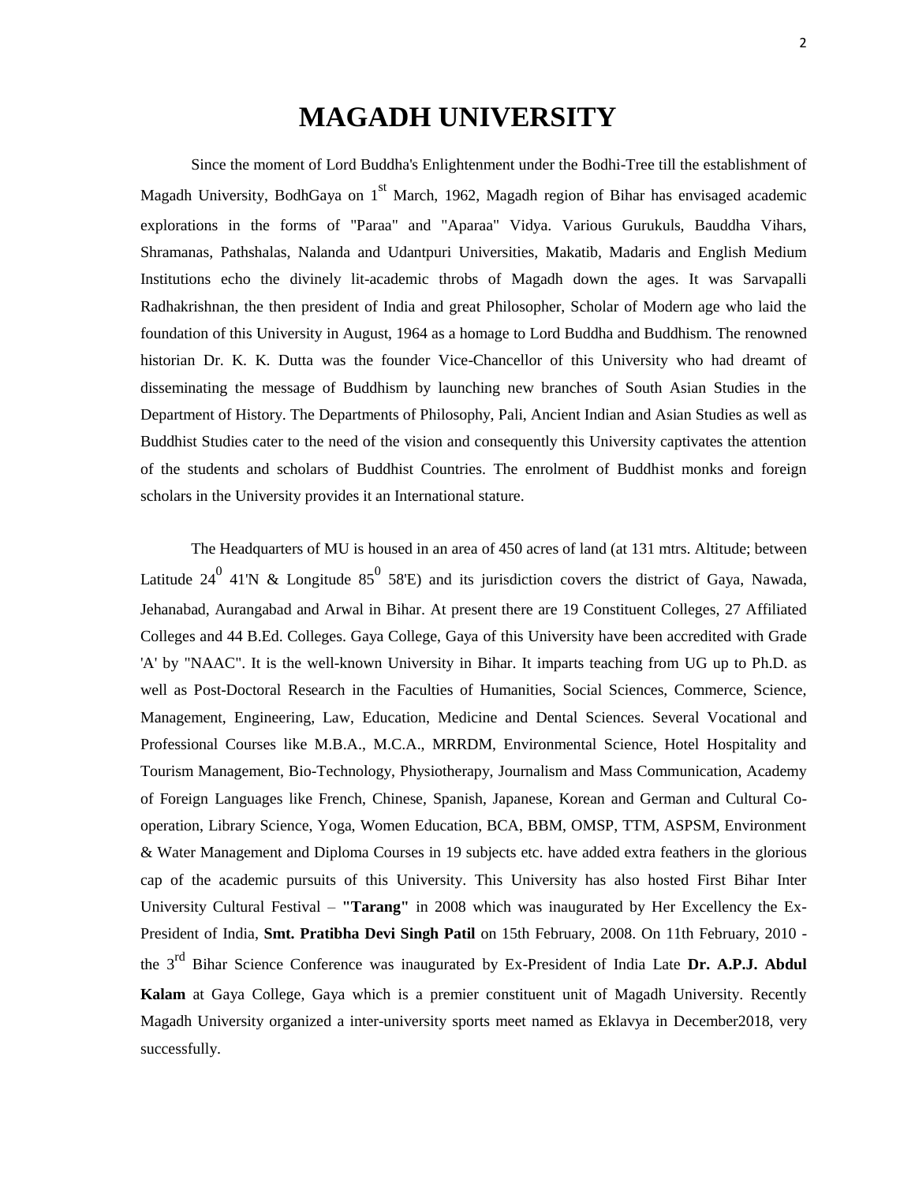# MAGADH UNIVERSITY

Since the moment of Lord Buddha's Enlightenment under the Bodhi-Tree till the establishment of Magadh University, BodhGaya on 1st March, 1962, Magadh region of Bihar has envisaged academic explorations in the forms of "Paraa" and "Aparaa" Vidya. Various Gurukuls, Bauddha Vihars, Shramanas, Pathshalas, Nalanda and Udantpuri Universities, Makatib, Madaris and English Medium Institutions echo the divinely lit-academic throbs of Magadh down the ages. It was Sarvapalli Radhakrishnan, the then president of India and great Philosopher, Scholar of Modern age who laid the foundation of this University in August, 1964 as a homage to Lord Buddha and Buddhism. The renowned historian Dr. K. K. Dutta was the founder Vice-Chancellor of this University who had dreamt of disseminating the message of Buddhism by launching new branches of South Asian Studies in the Department of History. The Departments of Philosophy, Pali, Ancient Indian and Asian Studies as well as Buddhist Studies cater to the need of the vision and consequently this University captivates the attention of the students and scholars of Buddhist Countries. The enrolment of Buddhist monks and foreign scholars in the University provides it an International stature.

The Headquarters of MU is housed in an area of 450 acres of land (at 131 mtrs. Altitude; between Latitude $24^0$ 41'N & Longitude $85^0$ 58'E) and its jurisdiction covers the district of Gaya, Nawada, Jehanabad, Aurangabad and Arwal in Bihar. At present there are 19 Constituent Colleges, 27 Affiliated Colleges and 44 B.Ed. Colleges. Gaya College, Gaya of this University have been accredited with Grade 'A' by "NAAC". It is the well-known University in Bihar. It imparts teaching from UG up to Ph.D. as well as Post-Doctoral Research in the Faculties of Humanities, Social Sciences, Commerce, Science, Management, Engineering, Law, Education, Medicine and Dental Sciences. Several Vocational and Professional Courses like M.B.A., M.C.A., MRRDM, Environmental Science, Hotel Hospitality and Tourism Management, Bio-Technology, Physiotherapy, Journalism and Mass Communication, Academy of Foreign Languages like French, Chinese, Spanish, Japanese, Korean and German and Cultural Co-operation, Library Science, Yoga, Women Education, BCA, BBM, OMSP, TTM, ASPSM, Environment & Water Management and Diploma Courses in 19 subjects etc. have added extra feathers in the glorious cap of the academic pursuits of this University. This University has also hosted First Bihar Inter University Cultural Festival – **"Tarang"** in 2008 which was inaugurated by Her Excellency the Ex-President of India, **Smt. Pratibha Devi Singh Patil** on 15th February, 2008. On 11th February, 2010 - the 3rd Bihar Science Conference was inaugurated by Ex-President of India Late **Dr. A.P.J. Abdul Kalam** at Gaya College, Gaya which is a premier constituent unit of Magadh University. Recently Magadh University organized a inter-university sports meet named as Eklavya in December2018, very successfully.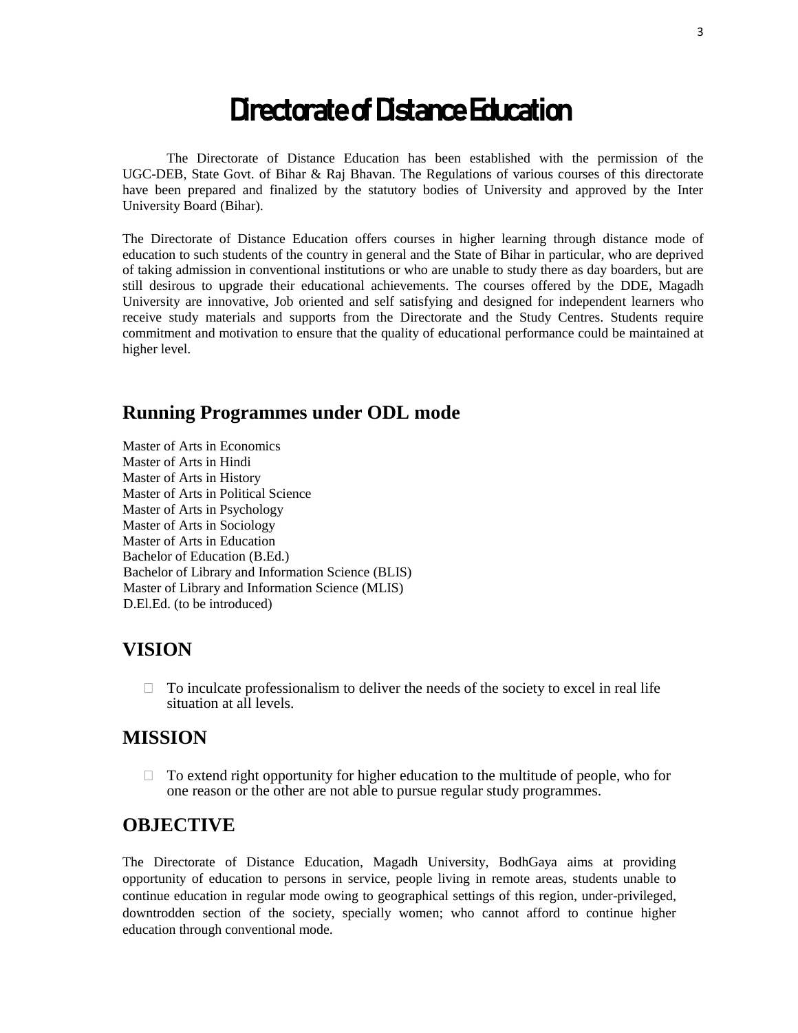# Directorate of Distance Education

The Directorate of Distance Education has been established with the permission of the UGC-DEB, State Govt. of Bihar & Raj Bhavan. The Regulations of various courses of this directorate have been prepared and finalized by the statutory bodies of University and approved by the Inter University Board (Bihar).

The Directorate of Distance Education offers courses in higher learning through distance mode of education to such students of the country in general and the State of Bihar in particular, who are deprived of taking admission in conventional institutions or who are unable to study there as day boarders, but are still desirous to upgrade their educational achievements. The courses offered by the DDE, Magadh University are innovative, Job oriented and self satisfying and designed for independent learners who receive study materials and supports from the Directorate and the Study Centres. Students require commitment and motivation to ensure that the quality of educational performance could be maintained at higher level.

## Running Programmes under ODL mode

Master of Arts in Economics
Master of Arts in Hindi
Master of Arts in History
Master of Arts in Political Science
Master of Arts in Psychology
Master of Arts in Sociology
Master of Arts in Education
Bachelor of Education (B.Ed.)
Bachelor of Library and Information Science (BLIS)
Master of Library and Information Science (MLIS)
D.El.Ed. (to be introduced)

## VISION

- To inculcate professionalism to deliver the needs of the society to excel in real life situation at all levels.

## MISSION

- To extend right opportunity for higher education to the multitude of people, who for one reason or the other are not able to pursue regular study programmes.

## OBJECTIVE

The Directorate of Distance Education, Magadh University, BodhGaya aims at providing opportunity of education to persons in service, people living in remote areas, students unable to continue education in regular mode owing to geographical settings of this region, under-privileged, downtrodden section of the society, specially women; who cannot afford to continue higher education through conventional mode.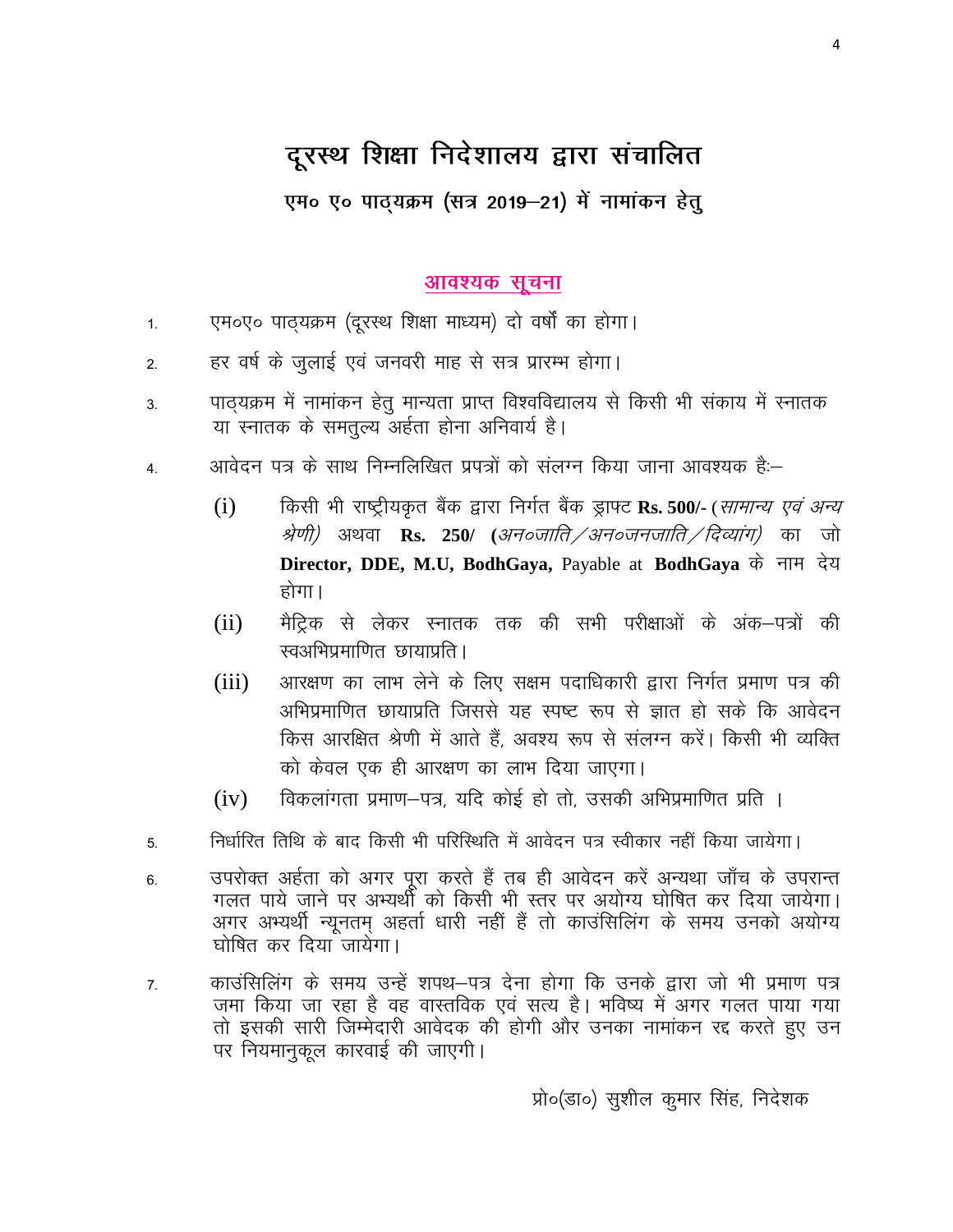# दूरस्थ शिक्षा निदेशालय द्वारा संचालित

## एम० ए० पाठ्यक्रम (सत्र 2019–21) में नामांकन हेतु

### आवश्यक सूचना

1. एम०ए० पाठ्यक्रम (दूरस्थ शिक्षा माध्यम) दो वर्षों का होगा।
2. हर वर्ष के जुलाई एवं जनवरी माह से सत्र प्रारम्भ होगा।
3. पाठ्यक्रम में नामांकन हेतु मान्यता प्राप्त विश्वविद्यालय से किसी भी संकाय में स्नातक या स्नातक के समतुल्य अर्हता होना अनिवार्य है।
4. आवेदन पत्र के साथ निम्नलिखित प्रपत्रों को संलग्न किया जाना आवश्यक हैः–
   - (i) किसी भी राष्ट्रीयकृत बैंक द्वारा निर्गत बैंक ड्राफ्ट **Rs. 500/-** (*सामान्य एवं अन्य श्रेणी)* अथवा **Rs. 250/** **(***अन०जाति/अन०जनजाति/दिव्यांग)* का जो **Director, DDE, M.U, BodhGaya,** Payable at **BodhGaya** के नाम देय होगा।
   - (ii) मैट्रिक से लेकर स्नातक तक की सभी परीक्षाओं के अंक–पत्रों की स्वअभिप्रमाणित छायाप्रति।
   - (iii) आरक्षण का लाभ लेने के लिए सक्षम पदाधिकारी द्वारा निर्गत प्रमाण पत्र की अभिप्रमाणित छायाप्रति जिससे यह स्पष्ट रूप से ज्ञात हो सके कि आवेदन किस आरक्षित श्रेणी में आते हैं, अवश्य रूप से संलग्न करें। किसी भी व्यक्ति को केवल एक ही आरक्षण का लाभ दिया जाएगा।
   - (iv) विकलांगता प्रमाण–पत्र, यदि कोई हो तो, उसकी अभिप्रमाणित प्रति ।
5. निर्धारित तिथि के बाद किसी भी परिस्थिति में आवेदन पत्र स्वीकार नहीं किया जायेगा।
6. उपरोक्त अर्हता को अगर पूरा करते हैं तब ही आवेदन करें अन्यथा जाँच के उपरान्त गलत पाये जाने पर अभ्यर्थी को किसी भी स्तर पर अयोग्य घोषित कर दिया जायेगा। अगर अभ्यर्थी न्यूनतम् अहर्ता धारी नहीं हैं तो काउंसिलिंग के समय उनको अयोग्य घोषित कर दिया जायेगा।
7. काउंसिलिंग के समय उन्हें शपथ–पत्र देना होगा कि उनके द्वारा जो भी प्रमाण पत्र जमा किया जा रहा है वह वास्तविक एवं सत्य है। भविष्य में अगर गलत पाया गया तो इसकी सारी जिम्मेदारी आवेदक की होगी और उनका नामांकन रद्द करते हुए उन पर नियमानुकूल कारवाई की जाएगी।

प्रो०(डा०) सुशील कुमार सिंह, निदेशक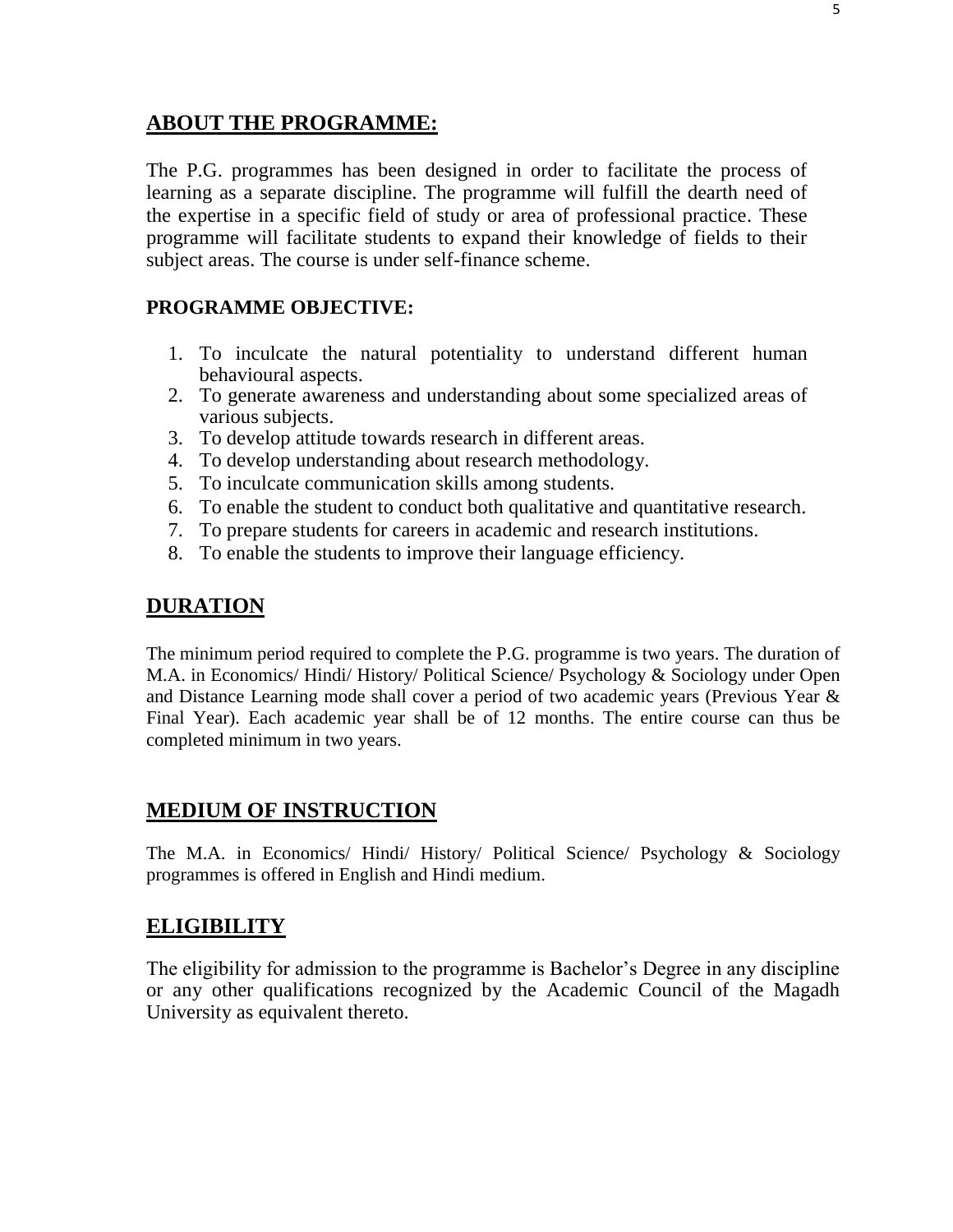## ABOUT THE PROGRAMME:

The P.G. programmes has been designed in order to facilitate the process of learning as a separate discipline. The programme will fulfill the dearth need of the expertise in a specific field of study or area of professional practice. These programme will facilitate students to expand their knowledge of fields to their subject areas. The course is under self-finance scheme.

### PROGRAMME OBJECTIVE:

1. To inculcate the natural potentiality to understand different human behavioural aspects.
2. To generate awareness and understanding about some specialized areas of various subjects.
3. To develop attitude towards research in different areas.
4. To develop understanding about research methodology.
5. To inculcate communication skills among students.
6. To enable the student to conduct both qualitative and quantitative research.
7. To prepare students for careers in academic and research institutions.
8. To enable the students to improve their language efficiency.

## DURATION

The minimum period required to complete the P.G. programme is two years. The duration of M.A. in Economics/ Hindi/ History/ Political Science/ Psychology & Sociology under Open and Distance Learning mode shall cover a period of two academic years (Previous Year & Final Year). Each academic year shall be of 12 months. The entire course can thus be completed minimum in two years.

## MEDIUM OF INSTRUCTION

The M.A. in Economics/ Hindi/ History/ Political Science/ Psychology & Sociology programmes is offered in English and Hindi medium.

## ELIGIBILITY

The eligibility for admission to the programme is Bachelor's Degree in any discipline or any other qualifications recognized by the Academic Council of the Magadh University as equivalent thereto.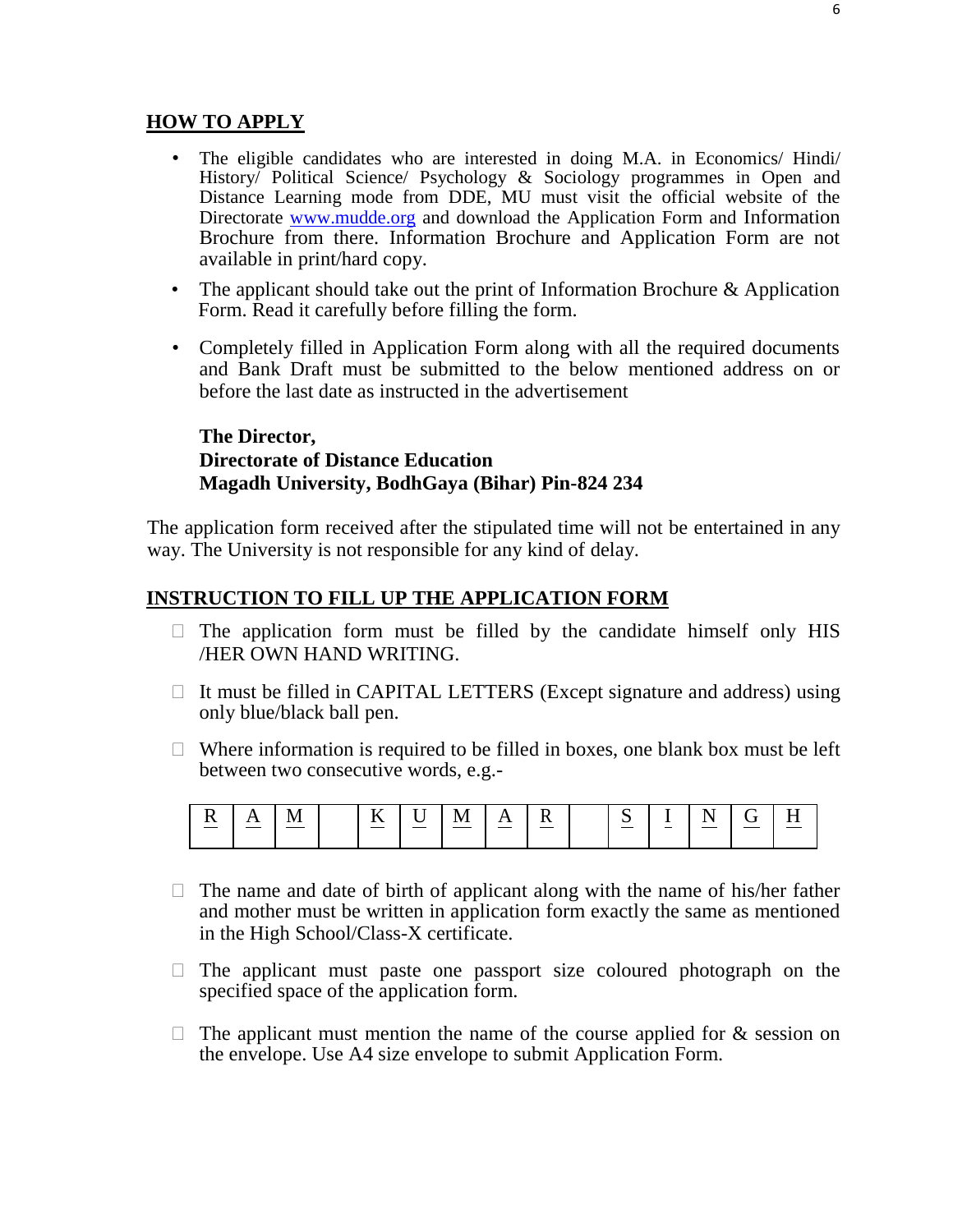## HOW TO APPLY

- The eligible candidates who are interested in doing M.A. in Economics/ Hindi/ History/ Political Science/ Psychology & Sociology programmes in Open and Distance Learning mode from DDE, MU must visit the official website of the Directorate www.mudde.org and download the Application Form and Information Brochure from there. Information Brochure and Application Form are not available in print/hard copy.
- The applicant should take out the print of Information Brochure & Application Form. Read it carefully before filling the form.
- Completely filled in Application Form along with all the required documents and Bank Draft must be submitted to the below mentioned address on or before the last date as instructed in the advertisement

**The Director,**
**Directorate of Distance Education**
**Magadh University, BodhGaya (Bihar) Pin-824 234**

The application form received after the stipulated time will not be entertained in any way. The University is not responsible for any kind of delay.

## INSTRUCTION TO FILL UP THE APPLICATION FORM

- The application form must be filled by the candidate himself only HIS /HER OWN HAND WRITING.
- It must be filled in CAPITAL LETTERS (Except signature and address) using only blue/black ball pen.
- Where information is required to be filled in boxes, one blank box must be left between two consecutive words, e.g.-

| R | A | M | | K | U | M | A | R | | S | I | N | G | H |
|---|---|---|---|---|---|---|---|---|---|---|---|---|---|---|

- The name and date of birth of applicant along with the name of his/her father and mother must be written in application form exactly the same as mentioned in the High School/Class-X certificate.
- The applicant must paste one passport size coloured photograph on the specified space of the application form.
- The applicant must mention the name of the course applied for & session on the envelope. Use A4 size envelope to submit Application Form.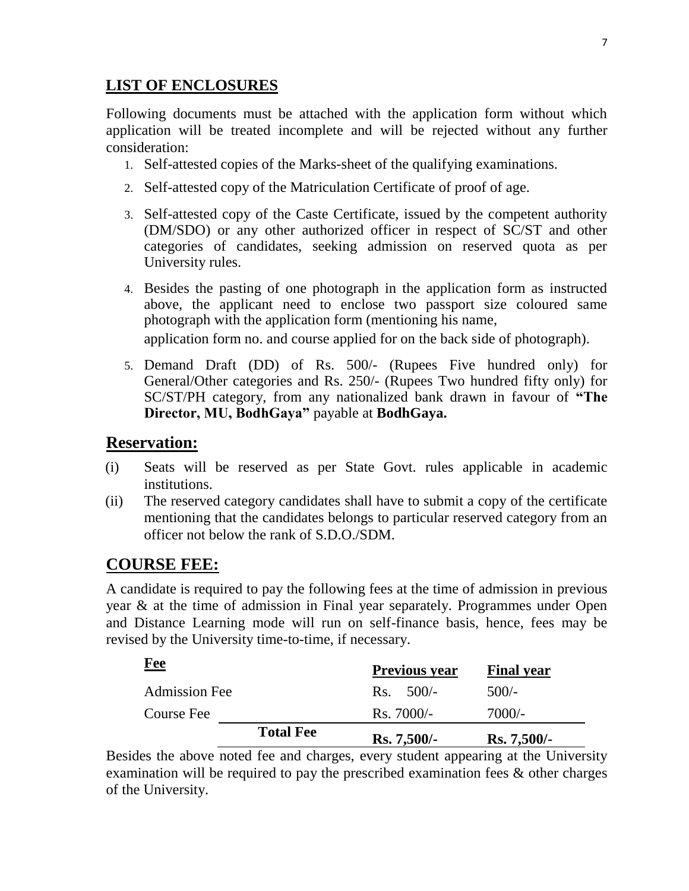## LIST OF ENCLOSURES

Following documents must be attached with the application form without which application will be treated incomplete and will be rejected without any further consideration:

1. Self-attested copies of the Marks-sheet of the qualifying examinations.
2. Self-attested copy of the Matriculation Certificate of proof of age.
3. Self-attested copy of the Caste Certificate, issued by the competent authority (DM/SDO) or any other authorized officer in respect of SC/ST and other categories of candidates, seeking admission on reserved quota as per University rules.
4. Besides the pasting of one photograph in the application form as instructed above, the applicant need to enclose two passport size coloured same photograph with the application form (mentioning his name, application form no. and course applied for on the back side of photograph).
5. Demand Draft (DD) of Rs. 500/- (Rupees Five hundred only) for General/Other categories and Rs. 250/- (Rupees Two hundred fifty only) for SC/ST/PH category, from any nationalized bank drawn in favour of **"The Director, MU, BodhGaya"** payable at **BodhGaya.**

## Reservation:

(i) Seats will be reserved as per State Govt. rules applicable in academic institutions.

(ii) The reserved category candidates shall have to submit a copy of the certificate mentioning that the candidates belongs to particular reserved category from an officer not below the rank of S.D.O./SDM.

## COURSE FEE:

A candidate is required to pay the following fees at the time of admission in previous year & at the time of admission in Final year separately. Programmes under Open and Distance Learning mode will run on self-finance basis, hence, fees may be revised by the University time-to-time, if necessary.

| **Fee** | | **Previous year** | **Final year** |
|---|---|---|---|
| Admission Fee | | Rs. 500/- | 500/- |
| Course Fee | | Rs. 7000/- | 7000/- |
| | **Total Fee** | **Rs. 7,500/-** | **Rs. 7,500/-** |

Besides the above noted fee and charges, every student appearing at the University examination will be required to pay the prescribed examination fees & other charges of the University.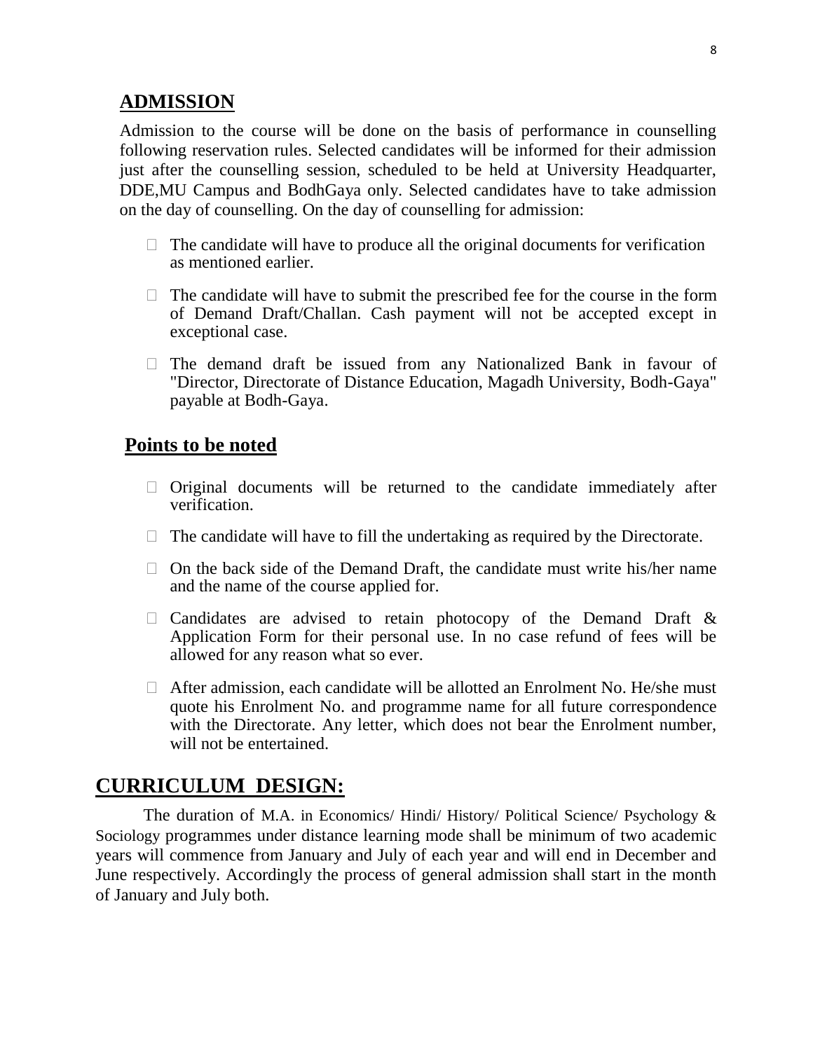## ADMISSION

Admission to the course will be done on the basis of performance in counselling following reservation rules. Selected candidates will be informed for their admission just after the counselling session, scheduled to be held at University Headquarter, DDE,MU Campus and BodhGaya only. Selected candidates have to take admission on the day of counselling. On the day of counselling for admission:

- The candidate will have to produce all the original documents for verification as mentioned earlier.
- The candidate will have to submit the prescribed fee for the course in the form of Demand Draft/Challan. Cash payment will not be accepted except in exceptional case.
- The demand draft be issued from any Nationalized Bank in favour of "Director, Directorate of Distance Education, Magadh University, Bodh-Gaya" payable at Bodh-Gaya.

## Points to be noted

- Original documents will be returned to the candidate immediately after verification.
- The candidate will have to fill the undertaking as required by the Directorate.
- On the back side of the Demand Draft, the candidate must write his/her name and the name of the course applied for.
- Candidates are advised to retain photocopy of the Demand Draft & Application Form for their personal use. In no case refund of fees will be allowed for any reason what so ever.
- After admission, each candidate will be allotted an Enrolment No. He/she must quote his Enrolment No. and programme name for all future correspondence with the Directorate. Any letter, which does not bear the Enrolment number, will not be entertained.

## CURRICULUM DESIGN:

The duration of M.A. in Economics/ Hindi/ History/ Political Science/ Psychology & Sociology programmes under distance learning mode shall be minimum of two academic years will commence from January and July of each year and will end in December and June respectively. Accordingly the process of general admission shall start in the month of January and July both.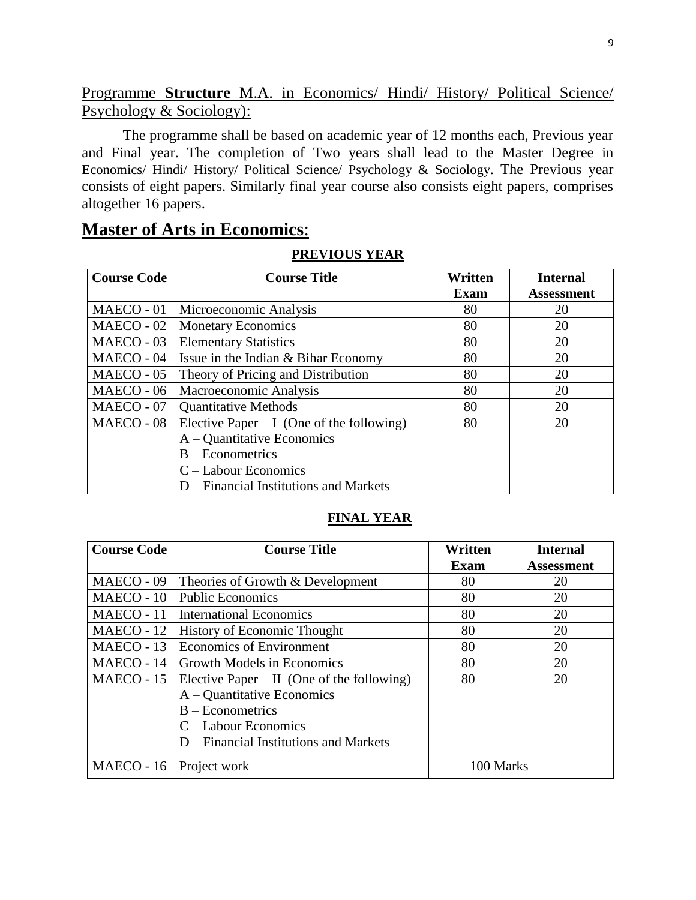Programme **Structure** M.A. in Economics/ Hindi/ History/ Political Science/ Psychology & Sociology):

The programme shall be based on academic year of 12 months each, Previous year and Final year. The completion of Two years shall lead to the Master Degree in Economics/ Hindi/ History/ Political Science/ Psychology & Sociology. The Previous year consists of eight papers. Similarly final year course also consists eight papers, comprises altogether 16 papers.

# Master of Arts in Economics:

## PREVIOUS YEAR

| Course Code | Course Title | Written Exam | Internal Assessment |
|---|---|---|---|
| MAECO - 01 | Microeconomic Analysis | 80 | 20 |
| MAECO - 02 | Monetary Economics | 80 | 20 |
| MAECO - 03 | Elementary Statistics | 80 | 20 |
| MAECO - 04 | Issue in the Indian & Bihar Economy | 80 | 20 |
| MAECO - 05 | Theory of Pricing and Distribution | 80 | 20 |
| MAECO - 06 | Macroeconomic Analysis | 80 | 20 |
| MAECO - 07 | Quantitative Methods | 80 | 20 |
| MAECO - 08 | Elective Paper – I (One of the following)<br>A – Quantitative Economics<br>B – Econometrics<br>C – Labour Economics<br>D – Financial Institutions and Markets | 80 | 20 |

## FINAL YEAR

| Course Code | Course Title | Written Exam | Internal Assessment |
|---|---|---|---|
| MAECO - 09 | Theories of Growth & Development | 80 | 20 |
| MAECO - 10 | Public Economics | 80 | 20 |
| MAECO - 11 | International Economics | 80 | 20 |
| MAECO - 12 | History of Economic Thought | 80 | 20 |
| MAECO - 13 | Economics of Environment | 80 | 20 |
| MAECO - 14 | Growth Models in Economics | 80 | 20 |
| MAECO - 15 | Elective Paper – II (One of the following)<br>A – Quantitative Economics<br>B – Econometrics<br>C – Labour Economics<br>D – Financial Institutions and Markets | 80 | 20 |
| MAECO - 16 | Project work | 100 Marks | |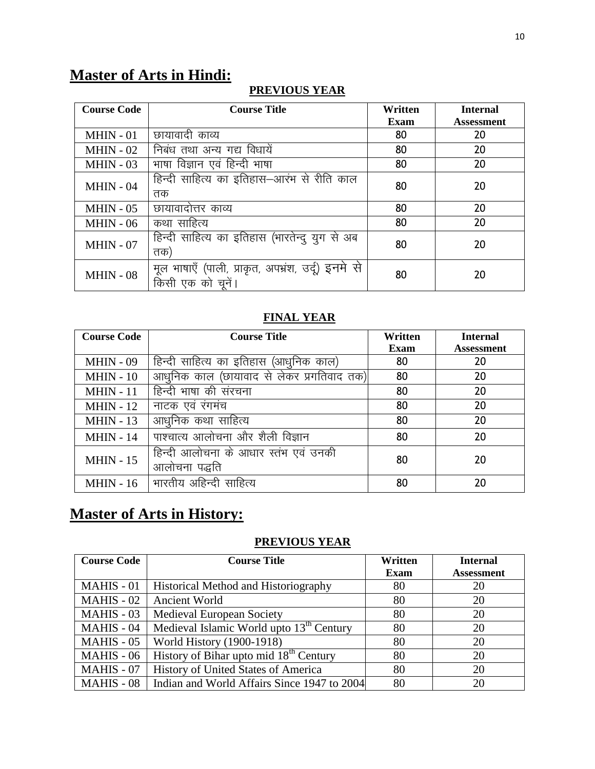# Master of Arts in Hindi:

## PREVIOUS YEAR

| Course Code | Course Title | Written Exam | Internal Assessment |
|---|---|---|---|
| MHIN - 01 | छायावादी काव्य | 80 | 20 |
| MHIN - 02 | निबंध तथा अन्य गद्य विधायें | 80 | 20 |
| MHIN - 03 | भाषा विज्ञान एवं हिन्दी भाषा | 80 | 20 |
| MHIN - 04 | हिन्दी साहित्य का इतिहास–आरंभ से रीति काल तक | 80 | 20 |
| MHIN - 05 | छायावादोत्तर काव्य | 80 | 20 |
| MHIN - 06 | कथा साहित्य | 80 | 20 |
| MHIN - 07 | हिन्दी साहित्य का इतिहास (भारतेन्दु युग से अब तक) | 80 | 20 |
| MHIN - 08 | मूल भाषाएँ (पाली, प्राकृत, अपभ्रंश, उर्दू) इनमे से किसी एक को चूनें। | 80 | 20 |

## FINAL YEAR

| Course Code | Course Title | Written Exam | Internal Assessment |
|---|---|---|---|
| MHIN - 09 | हिन्दी साहित्य का इतिहास (आधुनिक काल) | 80 | 20 |
| MHIN - 10 | आधुनिक काल (छायावाद से लेकर प्रगतिवाद तक) | 80 | 20 |
| MHIN - 11 | हिन्दी भाषा की संरचना | 80 | 20 |
| MHIN - 12 | नाटक एवं रंगमंच | 80 | 20 |
| MHIN - 13 | आधुनिक कथा साहित्य | 80 | 20 |
| MHIN - 14 | पाश्चात्य आलोचना और शैली विज्ञान | 80 | 20 |
| MHIN - 15 | हिन्दी आलोचना के आधार स्तंभ एवं उनकी आलोचना पद्धति | 80 | 20 |
| MHIN - 16 | भारतीय अहिन्दी साहित्य | 80 | 20 |

# Master of Arts in History:

## PREVIOUS YEAR

| Course Code | Course Title | Written Exam | Internal Assessment |
|---|---|---|---|
| MAHIS - 01 | Historical Method and Historiography | 80 | 20 |
| MAHIS - 02 | Ancient World | 80 | 20 |
| MAHIS - 03 | Medieval European Society | 80 | 20 |
| MAHIS - 04 | Medieval Islamic World upto 13th Century | 80 | 20 |
| MAHIS - 05 | World History (1900-1918) | 80 | 20 |
| MAHIS - 06 | History of Bihar upto mid 18th Century | 80 | 20 |
| MAHIS - 07 | History of United States of America | 80 | 20 |
| MAHIS - 08 | Indian and World Affairs Since 1947 to 2004 | 80 | 20 |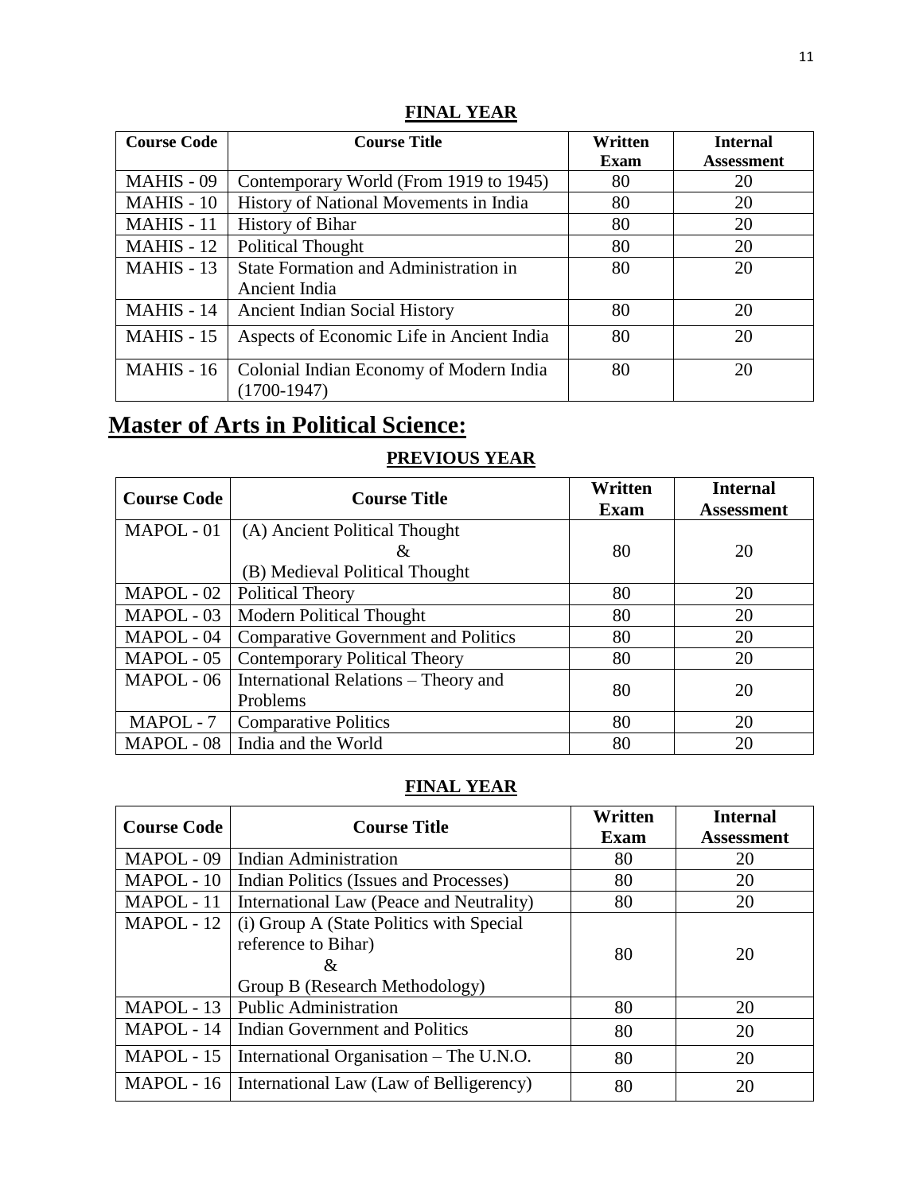**FINAL YEAR**

| Course Code | Course Title | Written Exam | Internal Assessment |
|---|---|---|---|
| MAHIS - 09 | Contemporary World (From 1919 to 1945) | 80 | 20 |
| MAHIS - 10 | History of National Movements in India | 80 | 20 |
| MAHIS - 11 | History of Bihar | 80 | 20 |
| MAHIS - 12 | Political Thought | 80 | 20 |
| MAHIS - 13 | State Formation and Administration in Ancient India | 80 | 20 |
| MAHIS - 14 | Ancient Indian Social History | 80 | 20 |
| MAHIS - 15 | Aspects of Economic Life in Ancient India | 80 | 20 |
| MAHIS - 16 | Colonial Indian Economy of Modern India (1700-1947) | 80 | 20 |

# Master of Arts in Political Science:

**PREVIOUS YEAR**

| Course Code | Course Title | Written Exam | Internal Assessment |
|---|---|---|---|
| MAPOL - 01 | (A) Ancient Political Thought & (B) Medieval Political Thought | 80 | 20 |
| MAPOL - 02 | Political Theory | 80 | 20 |
| MAPOL - 03 | Modern Political Thought | 80 | 20 |
| MAPOL - 04 | Comparative Government and Politics | 80 | 20 |
| MAPOL - 05 | Contemporary Political Theory | 80 | 20 |
| MAPOL - 06 | International Relations – Theory and Problems | 80 | 20 |
| MAPOL - 7 | Comparative Politics | 80 | 20 |
| MAPOL - 08 | India and the World | 80 | 20 |

**FINAL YEAR**

| Course Code | Course Title | Written Exam | Internal Assessment |
|---|---|---|---|
| MAPOL - 09 | Indian Administration | 80 | 20 |
| MAPOL - 10 | Indian Politics (Issues and Processes) | 80 | 20 |
| MAPOL - 11 | International Law (Peace and Neutrality) | 80 | 20 |
| MAPOL - 12 | (i) Group A (State Politics with Special reference to Bihar) & Group B (Research Methodology) | 80 | 20 |
| MAPOL - 13 | Public Administration | 80 | 20 |
| MAPOL - 14 | Indian Government and Politics | 80 | 20 |
| MAPOL - 15 | International Organisation – The U.N.O. | 80 | 20 |
| MAPOL - 16 | International Law (Law of Belligerency) | 80 | 20 |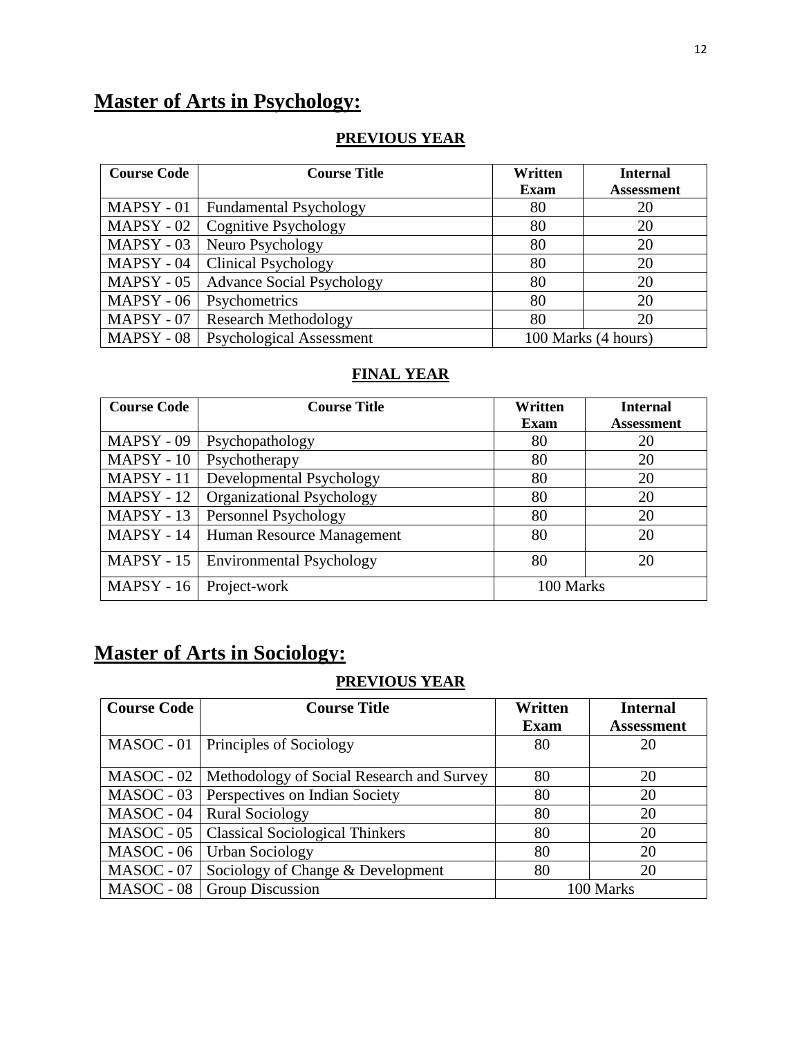# Master of Arts in Psychology:

## PREVIOUS YEAR

| Course Code | Course Title | Written Exam | Internal Assessment |
|---|---|---|---|
| MAPSY - 01 | Fundamental Psychology | 80 | 20 |
| MAPSY - 02 | Cognitive Psychology | 80 | 20 |
| MAPSY - 03 | Neuro Psychology | 80 | 20 |
| MAPSY - 04 | Clinical Psychology | 80 | 20 |
| MAPSY - 05 | Advance Social Psychology | 80 | 20 |
| MAPSY - 06 | Psychometrics | 80 | 20 |
| MAPSY - 07 | Research Methodology | 80 | 20 |
| MAPSY - 08 | Psychological Assessment | 100 Marks (4 hours) | |

## FINAL YEAR

| Course Code | Course Title | Written Exam | Internal Assessment |
|---|---|---|---|
| MAPSY - 09 | Psychopathology | 80 | 20 |
| MAPSY - 10 | Psychotherapy | 80 | 20 |
| MAPSY - 11 | Developmental Psychology | 80 | 20 |
| MAPSY - 12 | Organizational Psychology | 80 | 20 |
| MAPSY - 13 | Personnel Psychology | 80 | 20 |
| MAPSY - 14 | Human Resource Management | 80 | 20 |
| MAPSY - 15 | Environmental Psychology | 80 | 20 |
| MAPSY - 16 | Project-work | 100 Marks | |

# Master of Arts in Sociology:

## PREVIOUS YEAR

| Course Code | Course Title | Written Exam | Internal Assessment |
|---|---|---|---|
| MASOC - 01 | Principles of Sociology | 80 | 20 |
| MASOC - 02 | Methodology of Social Research and Survey | 80 | 20 |
| MASOC - 03 | Perspectives on Indian Society | 80 | 20 |
| MASOC - 04 | Rural Sociology | 80 | 20 |
| MASOC - 05 | Classical Sociological Thinkers | 80 | 20 |
| MASOC - 06 | Urban Sociology | 80 | 20 |
| MASOC - 07 | Sociology of Change & Development | 80 | 20 |
| MASOC - 08 | Group Discussion | 100 Marks | |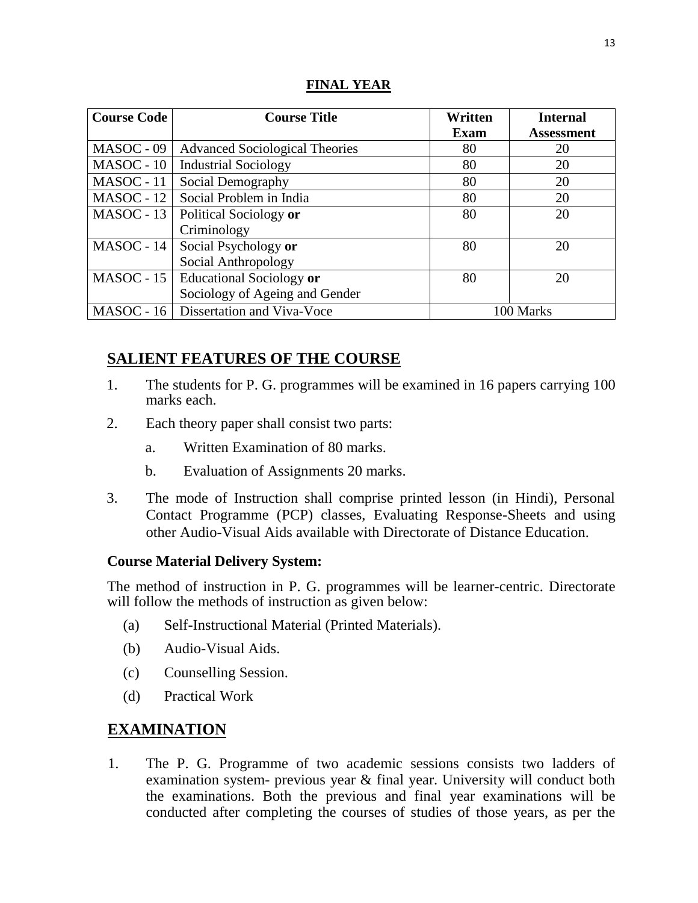## FINAL YEAR

| Course Code | Course Title | Written Exam | Internal Assessment |
|---|---|---|---|
| MASOC - 09 | Advanced Sociological Theories | 80 | 20 |
| MASOC - 10 | Industrial Sociology | 80 | 20 |
| MASOC - 11 | Social Demography | 80 | 20 |
| MASOC - 12 | Social Problem in India | 80 | 20 |
| MASOC - 13 | Political Sociology **or** Criminology | 80 | 20 |
| MASOC - 14 | Social Psychology **or** Social Anthropology | 80 | 20 |
| MASOC - 15 | Educational Sociology **or** Sociology of Ageing and Gender | 80 | 20 |
| MASOC - 16 | Dissertation and Viva-Voce | 100 Marks | |

## SALIENT FEATURES OF THE COURSE

1. The students for P. G. programmes will be examined in 16 papers carrying 100 marks each.
2. Each theory paper shall consist two parts:
   a. Written Examination of 80 marks.
   b. Evaluation of Assignments 20 marks.
3. The mode of Instruction shall comprise printed lesson (in Hindi), Personal Contact Programme (PCP) classes, Evaluating Response-Sheets and using other Audio-Visual Aids available with Directorate of Distance Education.

**Course Material Delivery System:**

The method of instruction in P. G. programmes will be learner-centric. Directorate will follow the methods of instruction as given below:

(a) Self-Instructional Material (Printed Materials).

(b) Audio-Visual Aids.

(c) Counselling Session.

(d) Practical Work

## EXAMINATION

1. The P. G. Programme of two academic sessions consists two ladders of examination system- previous year & final year. University will conduct both the examinations. Both the previous and final year examinations will be conducted after completing the courses of studies of those years, as per the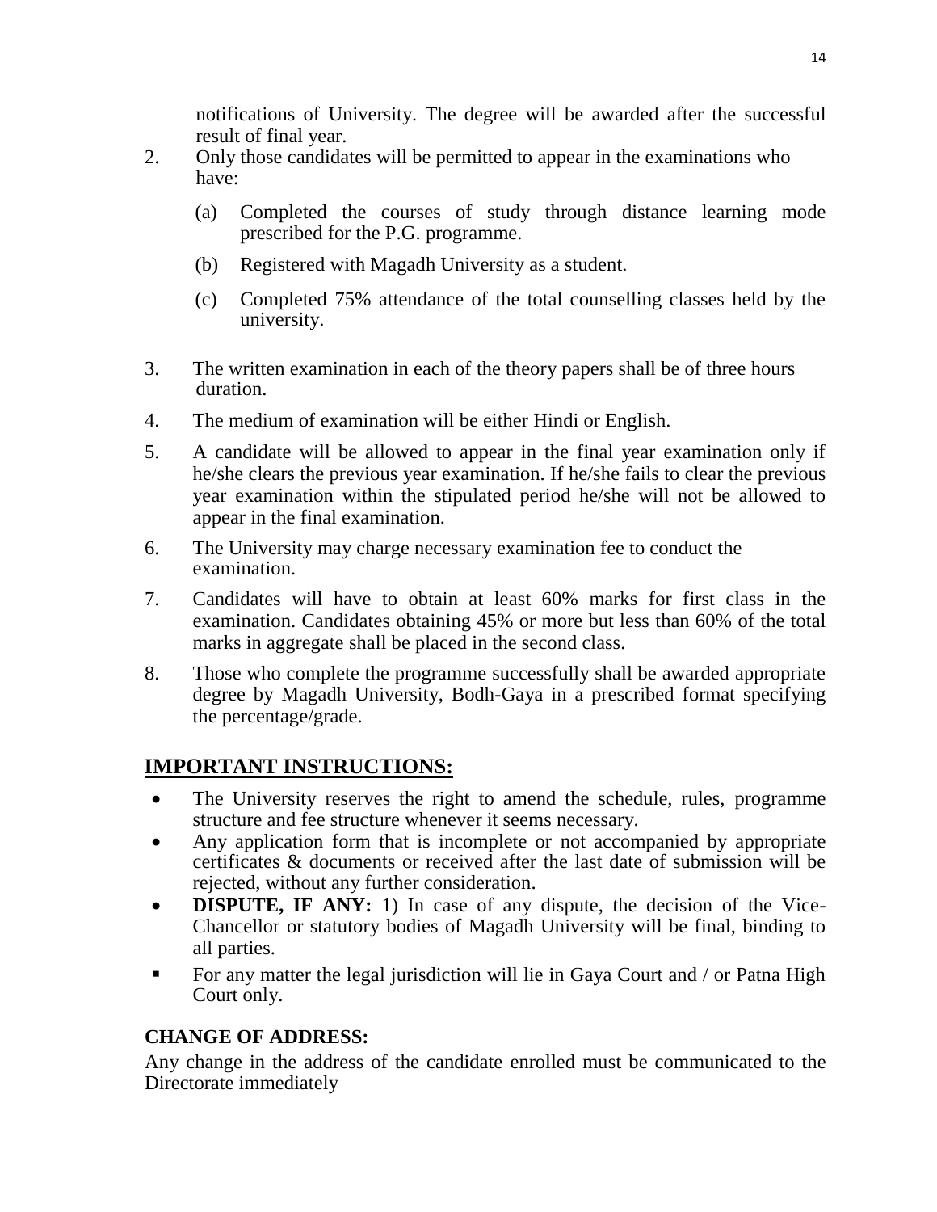notifications of University. The degree will be awarded after the successful result of final year.

2. Only those candidates will be permitted to appear in the examinations who have:

   (a) Completed the courses of study through distance learning mode prescribed for the P.G. programme.

   (b) Registered with Magadh University as a student.

   (c) Completed 75% attendance of the total counselling classes held by the university.

3. The written examination in each of the theory papers shall be of three hours duration.

4. The medium of examination will be either Hindi or English.

5. A candidate will be allowed to appear in the final year examination only if he/she clears the previous year examination. If he/she fails to clear the previous year examination within the stipulated period he/she will not be allowed to appear in the final examination.

6. The University may charge necessary examination fee to conduct the examination.

7. Candidates will have to obtain at least 60% marks for first class in the examination. Candidates obtaining 45% or more but less than 60% of the total marks in aggregate shall be placed in the second class.

8. Those who complete the programme successfully shall be awarded appropriate degree by Magadh University, Bodh-Gaya in a prescribed format specifying the percentage/grade.

## IMPORTANT INSTRUCTIONS:

- The University reserves the right to amend the schedule, rules, programme structure and fee structure whenever it seems necessary.
- Any application form that is incomplete or not accompanied by appropriate certificates & documents or received after the last date of submission will be rejected, without any further consideration.
- **DISPUTE, IF ANY:** 1) In case of any dispute, the decision of the Vice-Chancellor or statutory bodies of Magadh University will be final, binding to all parties.
- For any matter the legal jurisdiction will lie in Gaya Court and / or Patna High Court only.

### CHANGE OF ADDRESS:

Any change in the address of the candidate enrolled must be communicated to the Directorate immediately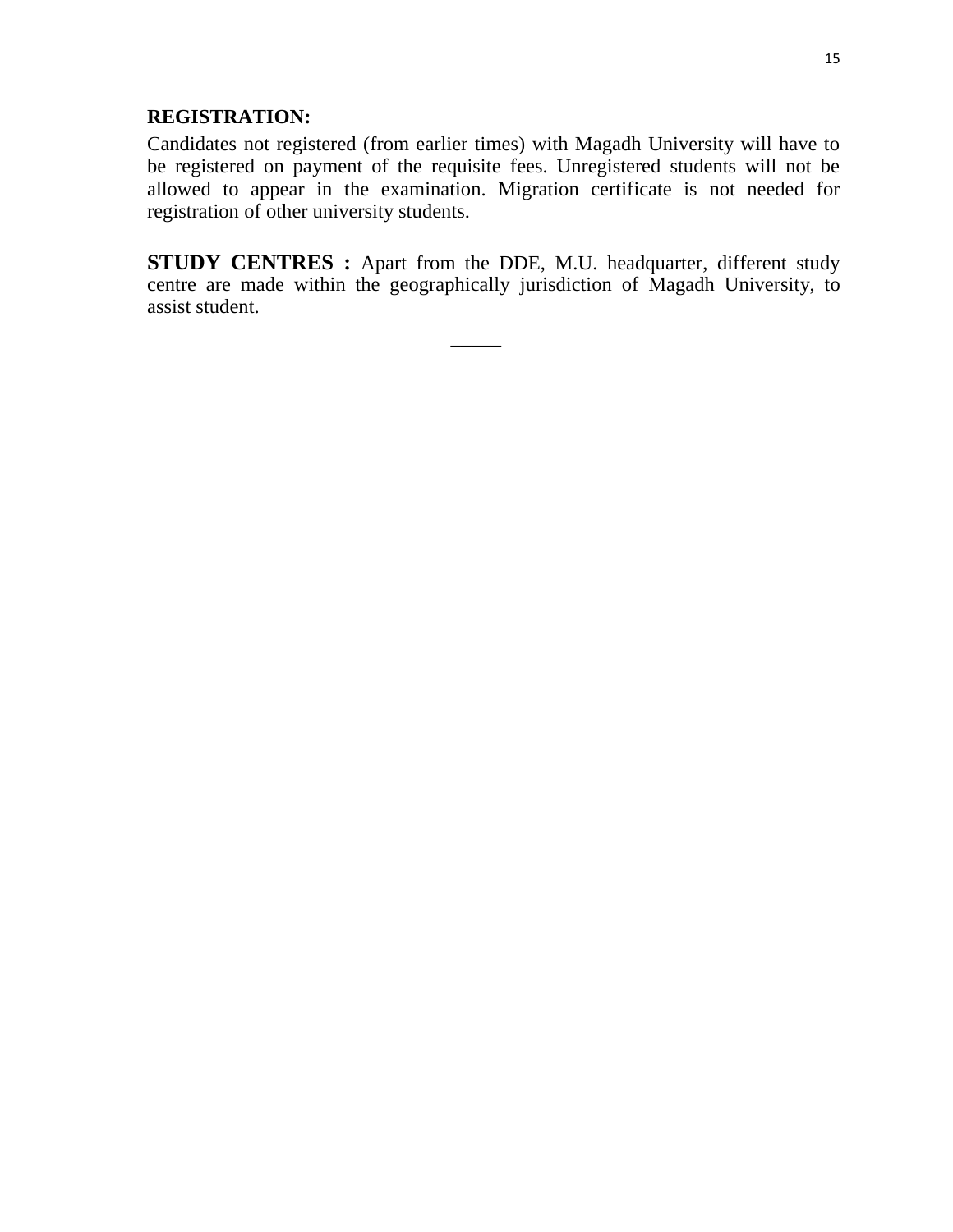**REGISTRATION:**

Candidates not registered (from earlier times) with Magadh University will have to be registered on payment of the requisite fees. Unregistered students will not be allowed to appear in the examination. Migration certificate is not needed for registration of other university students.

**STUDY CENTRES :** Apart from the DDE, M.U. headquarter, different study centre are made within the geographically jurisdiction of Magadh University, to assist student.

\_\_\_\_\_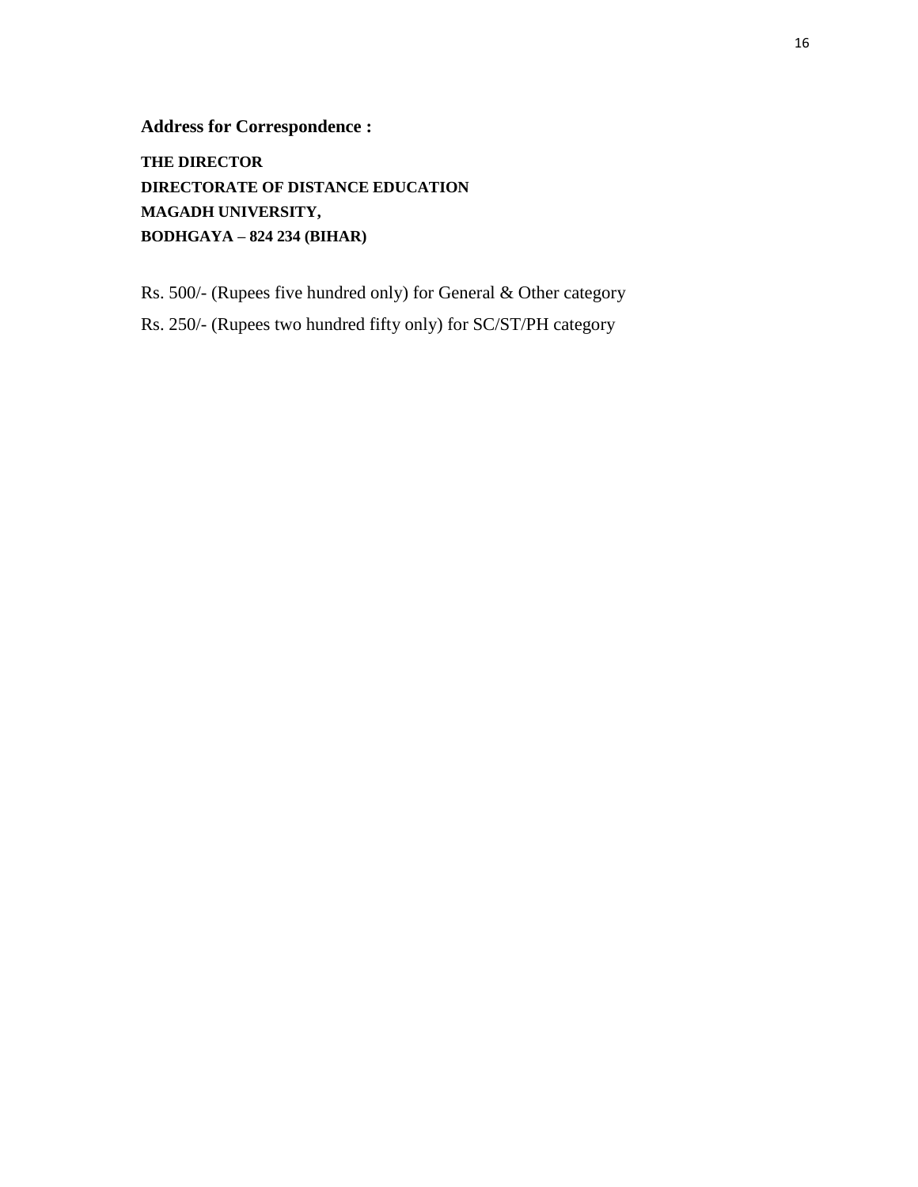**Address for Correspondence :**

**THE DIRECTOR**
**DIRECTORATE OF DISTANCE EDUCATION**
**MAGADH UNIVERSITY,**
**BODHGAYA – 824 234 (BIHAR)**

Rs. 500/- (Rupees five hundred only) for General & Other category

Rs. 250/- (Rupees two hundred fifty only) for SC/ST/PH category